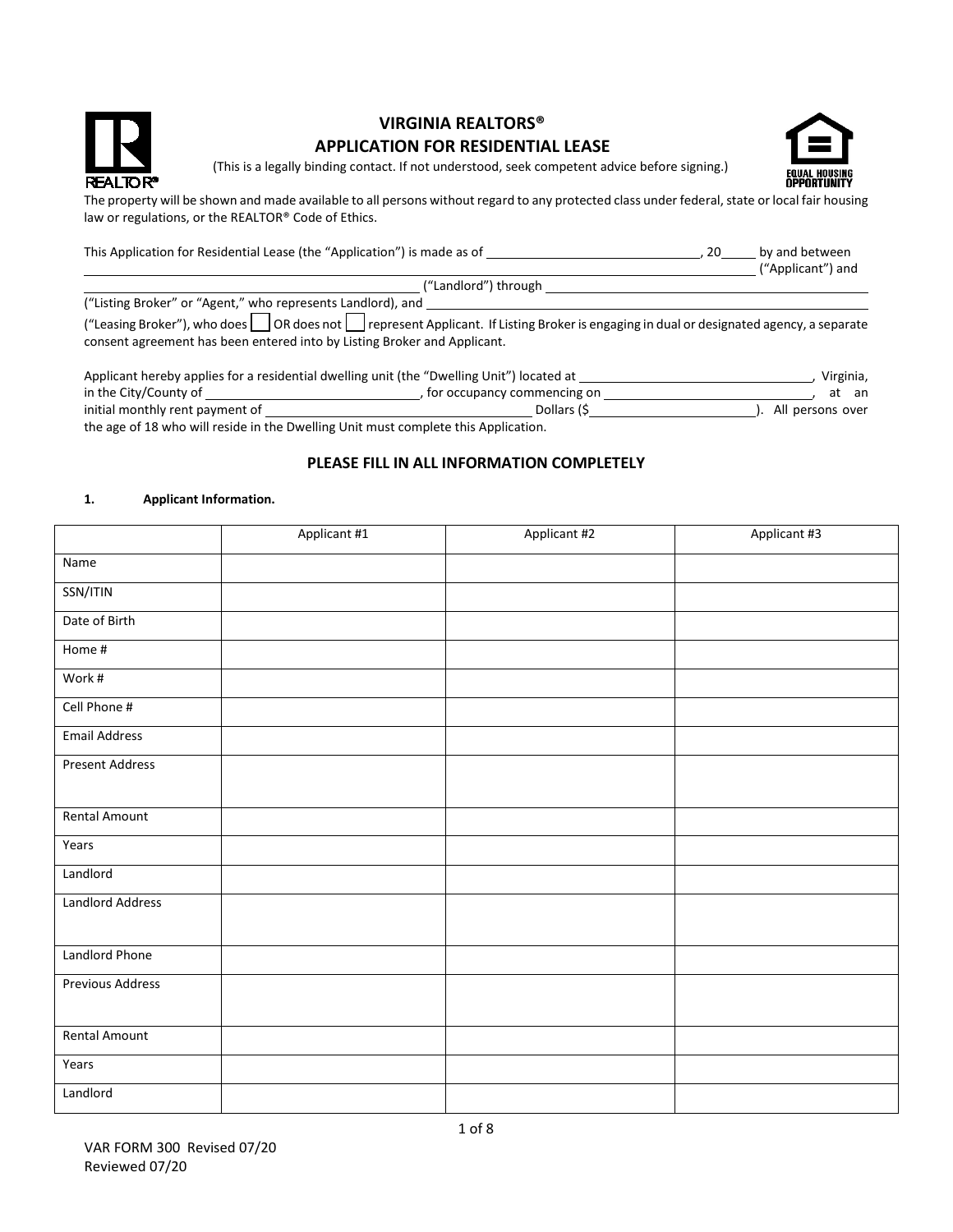# VIRGINIA REALTORS®
## APPLICATION FOR RESIDENTIAL LEASE

(This is a legally binding contact. If not understood, seek competent advice before signing.)

The property will be shown and made available to all persons without regard to any protected class under federal, state or local fair housing law or regulations, or the REALTOR® Code of Ethics.

This Application for Residential Lease (the "Application") is made as of ______________________________, 20_____ by and between ________________________________________________________________________________ ("Applicant") and ________________________________________________ ("Landlord") through ________________________________________ ("Listing Broker" or "Agent," who represents Landlord), and ________________________________________________ ("Leasing Broker"), who does ☐ OR does not ☐ represent Applicant. If Listing Broker is engaging in dual or designated agency, a separate consent agreement has been entered into by Listing Broker and Applicant.

Applicant hereby applies for a residential dwelling unit (the "Dwelling Unit") located at ______________________________, Virginia, in the City/County of ______________________________, for occupancy commencing on ______________________________, at an initial monthly rent payment of ________________________________________ Dollars ($______________________). All persons over the age of 18 who will reside in the Dwelling Unit must complete this Application.

### PLEASE FILL IN ALL INFORMATION COMPLETELY

**1. Applicant Information.**

| | Applicant #1 | Applicant #2 | Applicant #3 |
|---|---|---|---|
| Name | | | |
| SSN/ITIN | | | |
| Date of Birth | | | |
| Home # | | | |
| Work # | | | |
| Cell Phone # | | | |
| Email Address | | | |
| Present Address | | | |
| Rental Amount | | | |
| Years | | | |
| Landlord | | | |
| Landlord Address | | | |
| Landlord Phone | | | |
| Previous Address | | | |
| Rental Amount | | | |
| Years | | | |
| Landlord | | | |

VAR FORM 300 Revised 07/20
Reviewed 07/20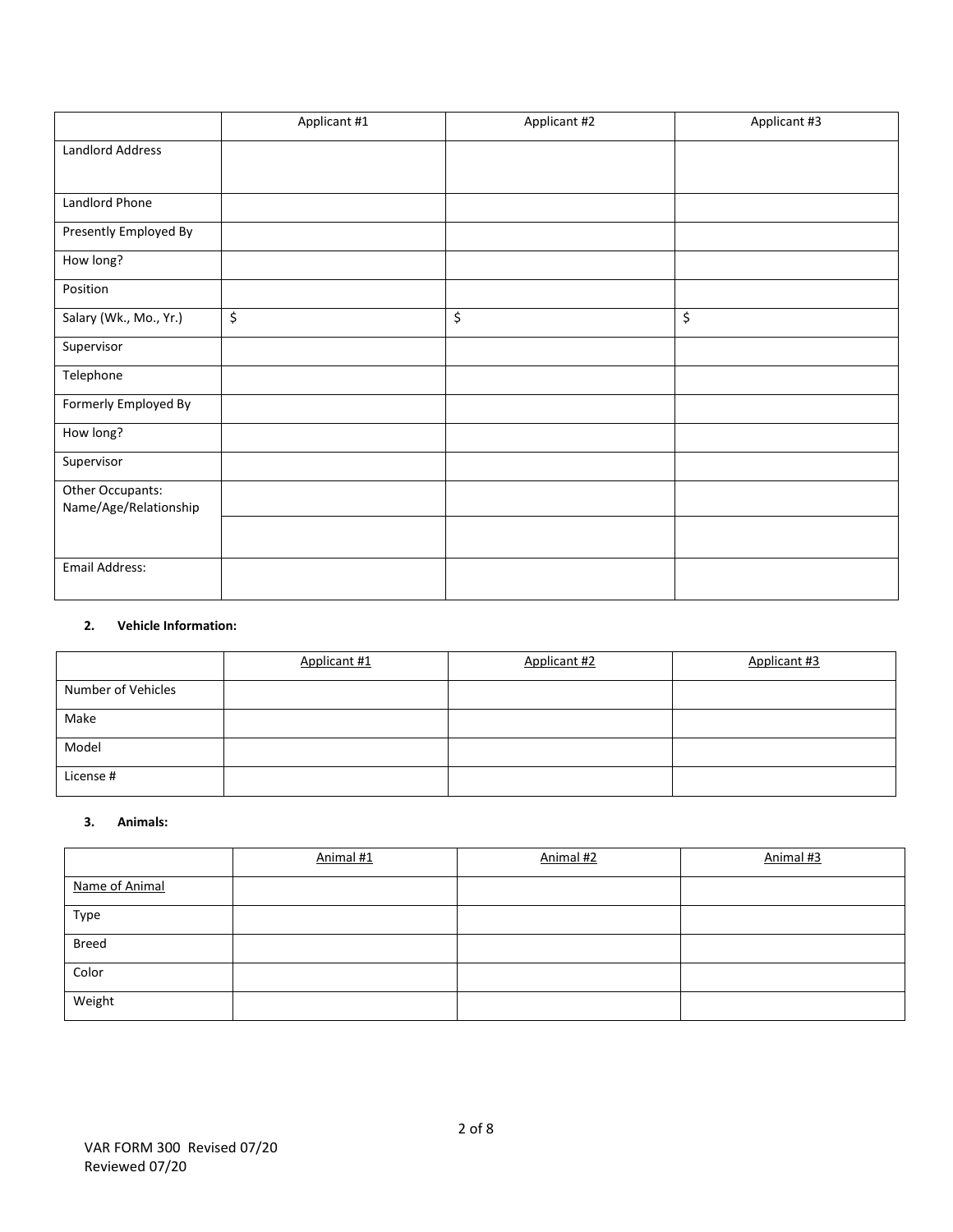| | Applicant #1 | Applicant #2 | Applicant #3 |
|---|---|---|---|
| Landlord Address | | | |
| Landlord Phone | | | |
| Presently Employed By | | | |
| How long? | | | |
| Position | | | |
| Salary (Wk., Mo., Yr.) | $ | $ | $ |
| Supervisor | | | |
| Telephone | | | |
| Formerly Employed By | | | |
| How long? | | | |
| Supervisor | | | |
| Other Occupants: Name/Age/Relationship | | | |
| | | | |
| Email Address: | | | |

**2. Vehicle Information:**

| | Applicant #1 | Applicant #2 | Applicant #3 |
|---|---|---|---|
| Number of Vehicles | | | |
| Make | | | |
| Model | | | |
| License # | | | |

**3. Animals:**

| | Animal #1 | Animal #2 | Animal #3 |
|---|---|---|---|
| Name of Animal | | | |
| Type | | | |
| Breed | | | |
| Color | | | |
| Weight | | | |

VAR FORM 300 Revised 07/20
Reviewed 07/20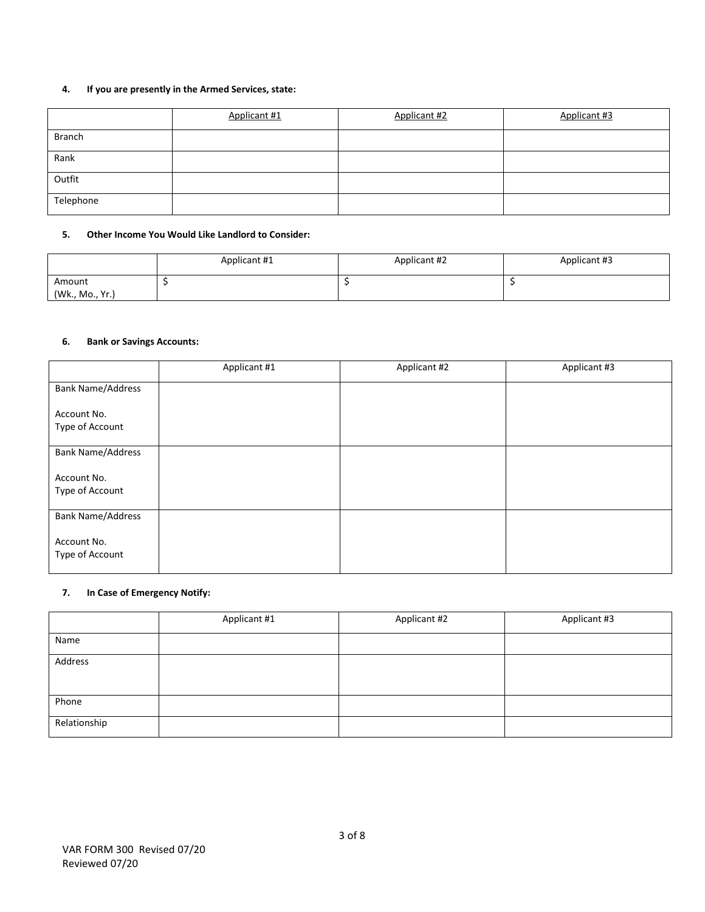**4. If you are presently in the Armed Services, state:**

| | Applicant #1 | Applicant #2 | Applicant #3 |
|---|---|---|---|
| Branch | | | |
| Rank | | | |
| Outfit | | | |
| Telephone | | | |

**5. Other Income You Would Like Landlord to Consider:**

| | Applicant #1 | Applicant #2 | Applicant #3 |
|---|---|---|---|
| Amount (Wk., Mo., Yr.) | $ | $ | $ |

**6. Bank or Savings Accounts:**

| | Applicant #1 | Applicant #2 | Applicant #3 |
|---|---|---|---|
| Bank Name/Address<br><br>Account No.<br>Type of Account | | | |
| Bank Name/Address<br><br>Account No.<br>Type of Account | | | |
| Bank Name/Address<br><br>Account No.<br>Type of Account | | | |

**7. In Case of Emergency Notify:**

| | Applicant #1 | Applicant #2 | Applicant #3 |
|---|---|---|---|
| Name | | | |
| Address | | | |
| Phone | | | |
| Relationship | | | |

VAR FORM 300 Revised 07/20
Reviewed 07/20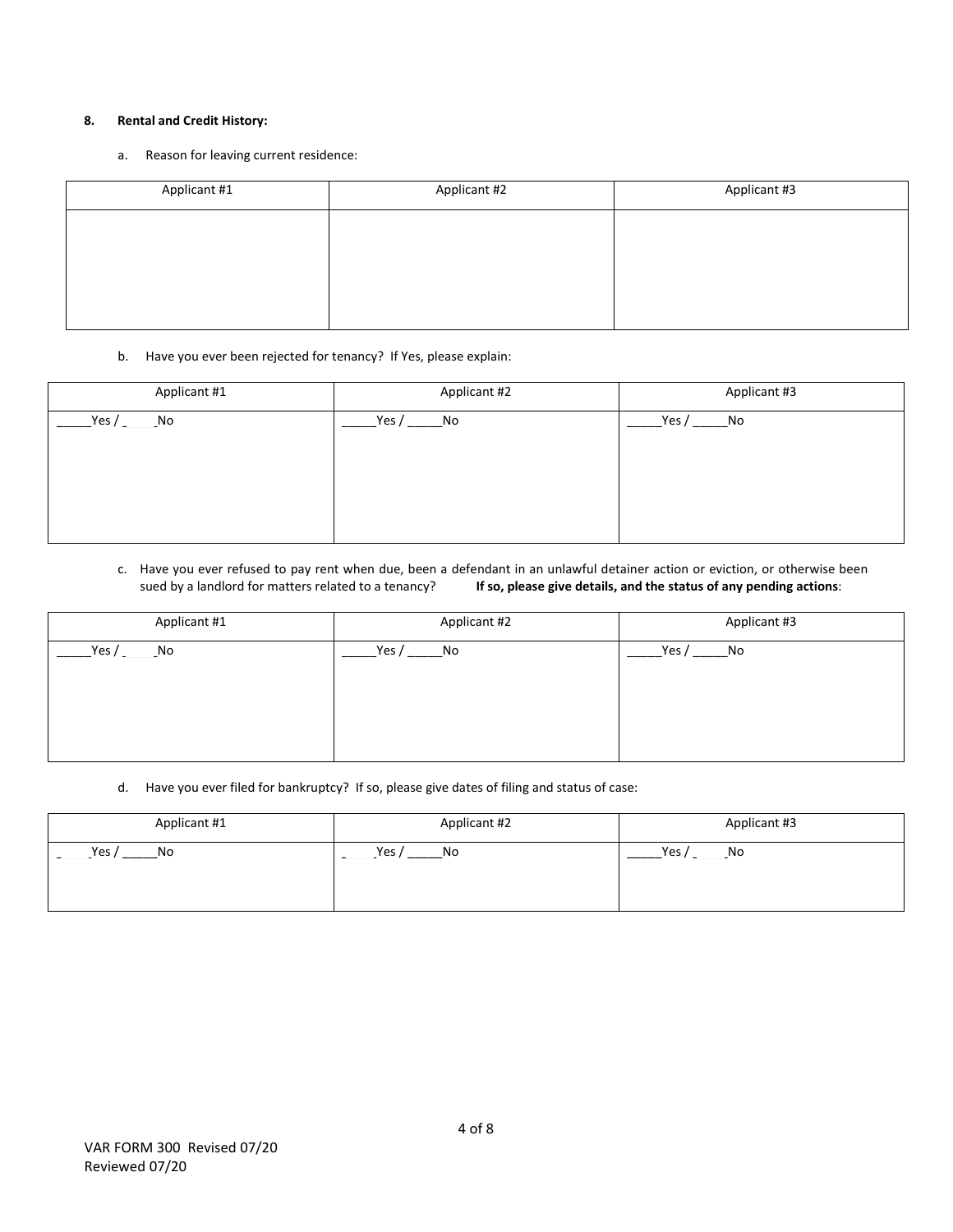**8. Rental and Credit History:**

a. Reason for leaving current residence:

| Applicant #1 | Applicant #2 | Applicant #3 |
| --- | --- | --- |
| | | |

b. Have you ever been rejected for tenancy? If Yes, please explain:

| Applicant #1 | Applicant #2 | Applicant #3 |
| --- | --- | --- |
| _____Yes / _____No | _____Yes / _____No | _____Yes / _____No |

c. Have you ever refused to pay rent when due, been a defendant in an unlawful detainer action or eviction, or otherwise been sued by a landlord for matters related to a tenancy? **If so, please give details, and the status of any pending actions**:

| Applicant #1 | Applicant #2 | Applicant #3 |
| --- | --- | --- |
| _____Yes / _____No | _____Yes / _____No | _____Yes / _____No |

d. Have you ever filed for bankruptcy? If so, please give dates of filing and status of case:

| Applicant #1 | Applicant #2 | Applicant #3 |
| --- | --- | --- |
| _____Yes / _____No | _____Yes / _____No | _____Yes / _____No |

VAR FORM 300 Revised 07/20
Reviewed 07/20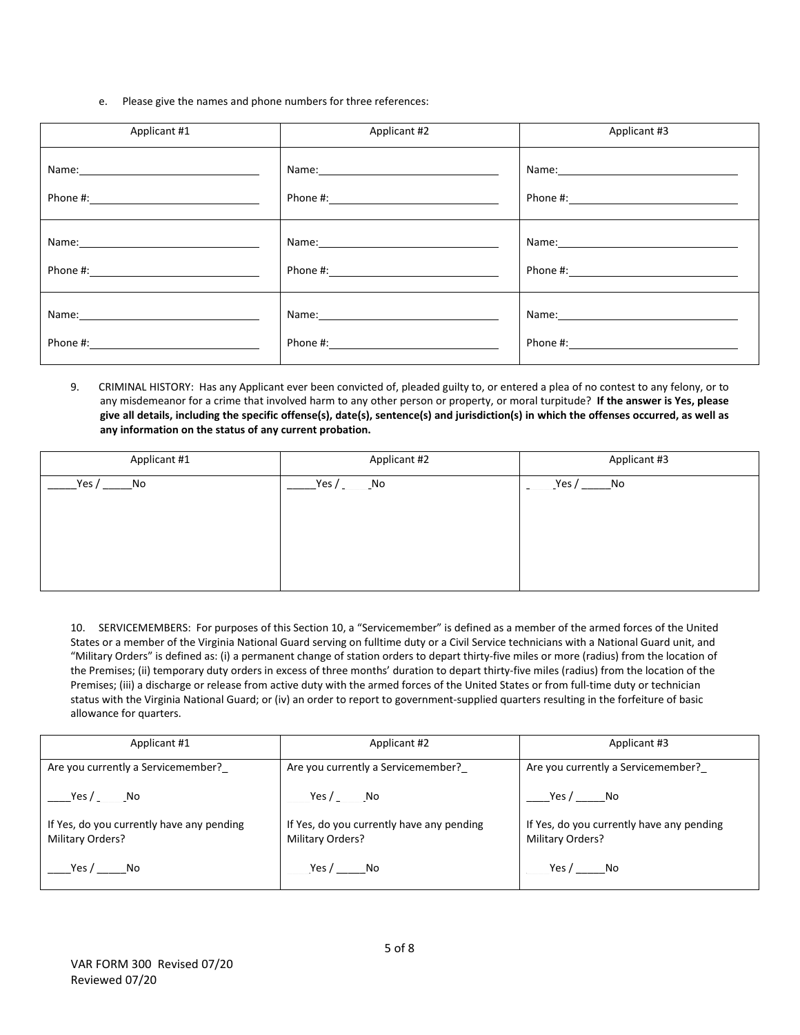e. Please give the names and phone numbers for three references:

| Applicant #1 | Applicant #2 | Applicant #3 |
|---|---|---|
| Name:______________________<br>Phone #:____________________ | Name:______________________<br>Phone #:____________________ | Name:______________________<br>Phone #:____________________ |
| Name:______________________<br>Phone #:____________________ | Name:______________________<br>Phone #:____________________ | Name:______________________<br>Phone #:____________________ |
| Name:______________________<br>Phone #:____________________ | Name:______________________<br>Phone #:____________________ | Name:______________________<br>Phone #:____________________ |

9. CRIMINAL HISTORY: Has any Applicant ever been convicted of, pleaded guilty to, or entered a plea of no contest to any felony, or to any misdemeanor for a crime that involved harm to any other person or property, or moral turpitude? **If the answer is Yes, please give all details, including the specific offense(s), date(s), sentence(s) and jurisdiction(s) in which the offenses occurred, as well as any information on the status of any current probation.**

| Applicant #1 | Applicant #2 | Applicant #3 |
|---|---|---|
| _____Yes / _____No | _____Yes / _____No | _____Yes / _____No |

10. SERVICEMEMBERS: For purposes of this Section 10, a "Servicemember" is defined as a member of the armed forces of the United States or a member of the Virginia National Guard serving on fulltime duty or a Civil Service technicians with a National Guard unit, and "Military Orders" is defined as: (i) a permanent change of station orders to depart thirty-five miles or more (radius) from the location of the Premises; (ii) temporary duty orders in excess of three months' duration to depart thirty-five miles (radius) from the location of the Premises; (iii) a discharge or release from active duty with the armed forces of the United States or from full-time duty or technician status with the Virginia National Guard; or (iv) an order to report to government-supplied quarters resulting in the forfeiture of basic allowance for quarters.

| Applicant #1 | Applicant #2 | Applicant #3 |
|---|---|---|
| Are you currently a Servicemember?_<br>____Yes / _____No<br>If Yes, do you currently have any pending Military Orders?<br>____Yes / _____No | Are you currently a Servicemember?_<br>____Yes / _____No<br>If Yes, do you currently have any pending Military Orders?<br>____Yes / _____No | Are you currently a Servicemember?_<br>____Yes / _____No<br>If Yes, do you currently have any pending Military Orders?<br>____Yes / _____No |

VAR FORM 300 Revised 07/20
Reviewed 07/20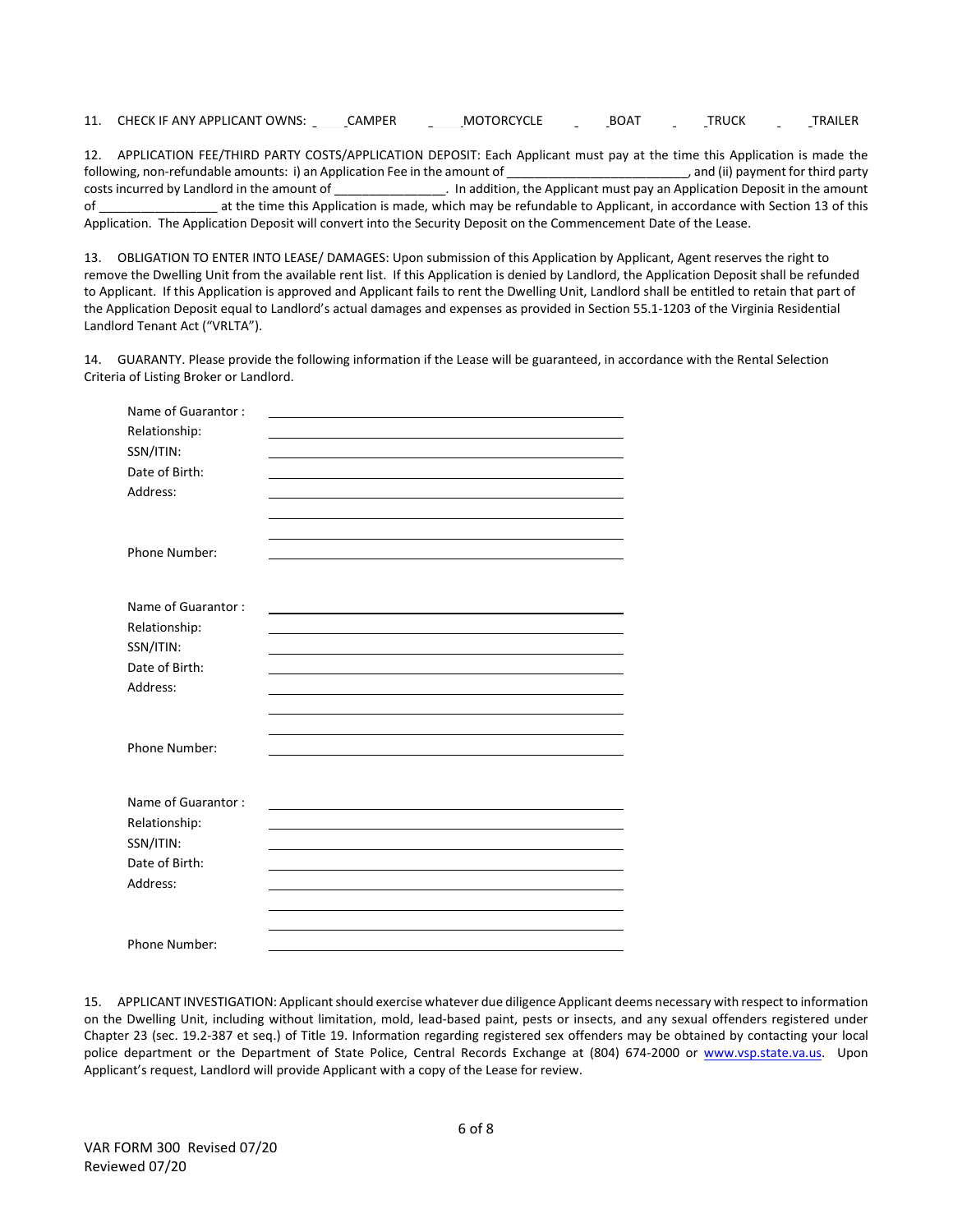11. CHECK IF ANY APPLICANT OWNS: ____ CAMPER ____ MOTORCYCLE ____ BOAT ____ TRUCK ____ TRAILER

12. APPLICATION FEE/THIRD PARTY COSTS/APPLICATION DEPOSIT: Each Applicant must pay at the time this Application is made the following, non-refundable amounts: i) an Application Fee in the amount of __________________________, and (ii) payment for third party costs incurred by Landlord in the amount of ________________. In addition, the Applicant must pay an Application Deposit in the amount of _________________ at the time this Application is made, which may be refundable to Applicant, in accordance with Section 13 of this Application. The Application Deposit will convert into the Security Deposit on the Commencement Date of the Lease.

13. OBLIGATION TO ENTER INTO LEASE/ DAMAGES: Upon submission of this Application by Applicant, Agent reserves the right to remove the Dwelling Unit from the available rent list. If this Application is denied by Landlord, the Application Deposit shall be refunded to Applicant. If this Application is approved and Applicant fails to rent the Dwelling Unit, Landlord shall be entitled to retain that part of the Application Deposit equal to Landlord's actual damages and expenses as provided in Section 55.1-1203 of the Virginia Residential Landlord Tenant Act ("VRLTA").

14. GUARANTY. Please provide the following information if the Lease will be guaranteed, in accordance with the Rental Selection Criteria of Listing Broker or Landlord.

Name of Guarantor : ______________________________
Relationship: ______________________________
SSN/ITIN: ______________________________
Date of Birth: ______________________________
Address: ______________________________
______________________________
______________________________
Phone Number: ______________________________

Name of Guarantor : ______________________________
Relationship: ______________________________
SSN/ITIN: ______________________________
Date of Birth: ______________________________
Address: ______________________________
______________________________
______________________________
Phone Number: ______________________________

Name of Guarantor : ______________________________
Relationship: ______________________________
SSN/ITIN: ______________________________
Date of Birth: ______________________________
Address: ______________________________
______________________________
______________________________
Phone Number: ______________________________

15. APPLICANT INVESTIGATION: Applicant should exercise whatever due diligence Applicant deems necessary with respect to information on the Dwelling Unit, including without limitation, mold, lead-based paint, pests or insects, and any sexual offenders registered under Chapter 23 (sec. 19.2-387 et seq.) of Title 19. Information regarding registered sex offenders may be obtained by contacting your local police department or the Department of State Police, Central Records Exchange at (804) 674-2000 or www.vsp.state.va.us. Upon Applicant's request, Landlord will provide Applicant with a copy of the Lease for review.

VAR FORM 300 Revised 07/20
Reviewed 07/20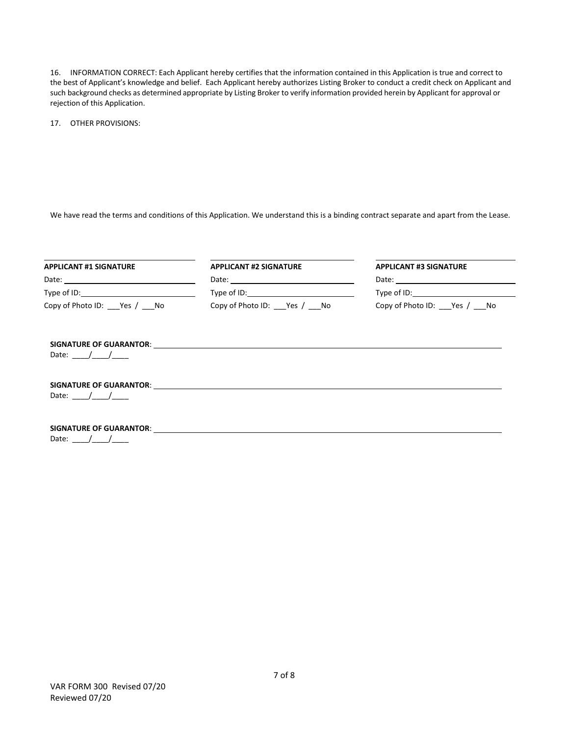16. INFORMATION CORRECT: Each Applicant hereby certifies that the information contained in this Application is true and correct to the best of Applicant's knowledge and belief. Each Applicant hereby authorizes Listing Broker to conduct a credit check on Applicant and such background checks as determined appropriate by Listing Broker to verify information provided herein by Applicant for approval or rejection of this Application.

17. OTHER PROVISIONS:

We have read the terms and conditions of this Application. We understand this is a binding contract separate and apart from the Lease.

| **APPLICANT #1 SIGNATURE** | **APPLICANT #2 SIGNATURE** | **APPLICANT #3 SIGNATURE** |
|---|---|---|
| Date: ____________________ | Date: ____________________ | Date: ____________________ |
| Type of ID: ____________________ | Type of ID: ____________________ | Type of ID: ____________________ |
| Copy of Photo ID: ___Yes / ___No | Copy of Photo ID: ___Yes / ___No | Copy of Photo ID: ___Yes / ___No |

**SIGNATURE OF GUARANTOR**: ________________________________________

Date: ____/____/____

**SIGNATURE OF GUARANTOR**: ________________________________________

Date: ____/____/____

**SIGNATURE OF GUARANTOR**: ________________________________________

Date: ____/____/____

VAR FORM 300 Revised 07/20
Reviewed 07/20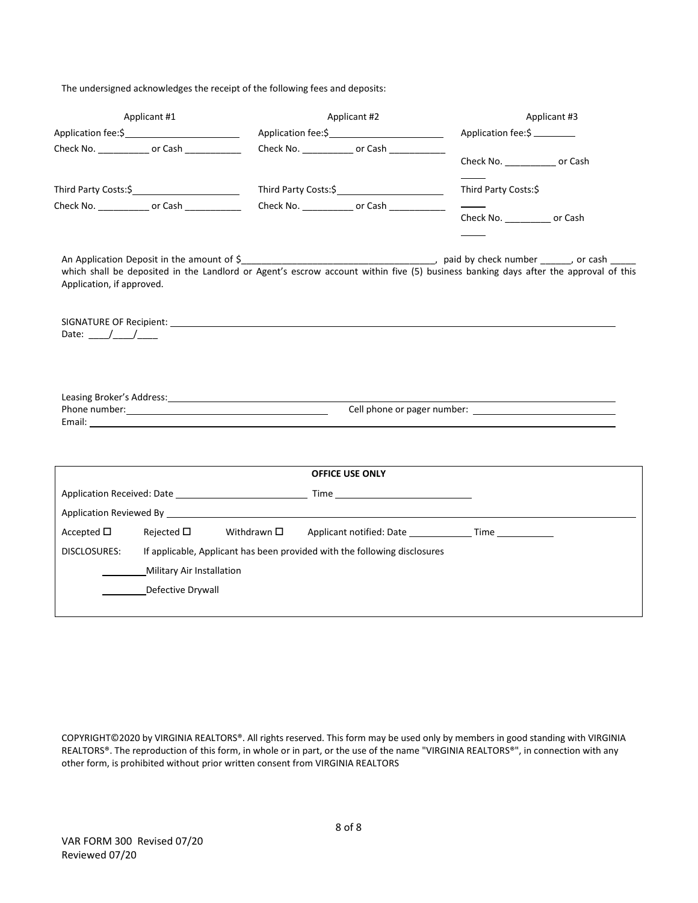The undersigned acknowledges the receipt of the following fees and deposits:

| Applicant #1 | Applicant #2 | Applicant #3 |
|---|---|---|
| Application fee:$____________________ | Application fee:$____________________ | Application fee:$ ________ |
| Check No. __________ or Cash ___________ | Check No. __________ or Cash ___________ | Check No. __________ or Cash _____ |
| Third Party Costs:$____________________ | Third Party Costs:$____________________ | Third Party Costs:$ _____ |
| Check No. __________ or Cash ___________ | Check No. __________ or Cash ___________ | Check No. _________ or Cash _____ |

An Application Deposit in the amount of $_____________________________________, paid by check number ______, or cash _____ which shall be deposited in the Landlord or Agent's escrow account within five (5) business banking days after the approval of this Application, if approved.

SIGNATURE OF Recipient: ______________________________________________
Date: ____/____/____

Leasing Broker's Address: ______________________________________________
Phone number: ______________________ Cell phone or pager number: ______________________
Email: ______________________________________________

**OFFICE USE ONLY**

Application Received: Date ________________________ Time ________________________

Application Reviewed By ______________________________________________

Accepted ☐ Rejected ☐ Withdrawn ☐ Applicant notified: Date ____________ Time ___________

DISCLOSURES: If applicable, Applicant has been provided with the following disclosures

________Military Air Installation

________Defective Drywall

COPYRIGHT©2020 by VIRGINIA REALTORS®. All rights reserved. This form may be used only by members in good standing with VIRGINIA REALTORS®. The reproduction of this form, in whole or in part, or the use of the name "VIRGINIA REALTORS®", in connection with any other form, is prohibited without prior written consent from VIRGINIA REALTORS

VAR FORM 300 Revised 07/20
Reviewed 07/20